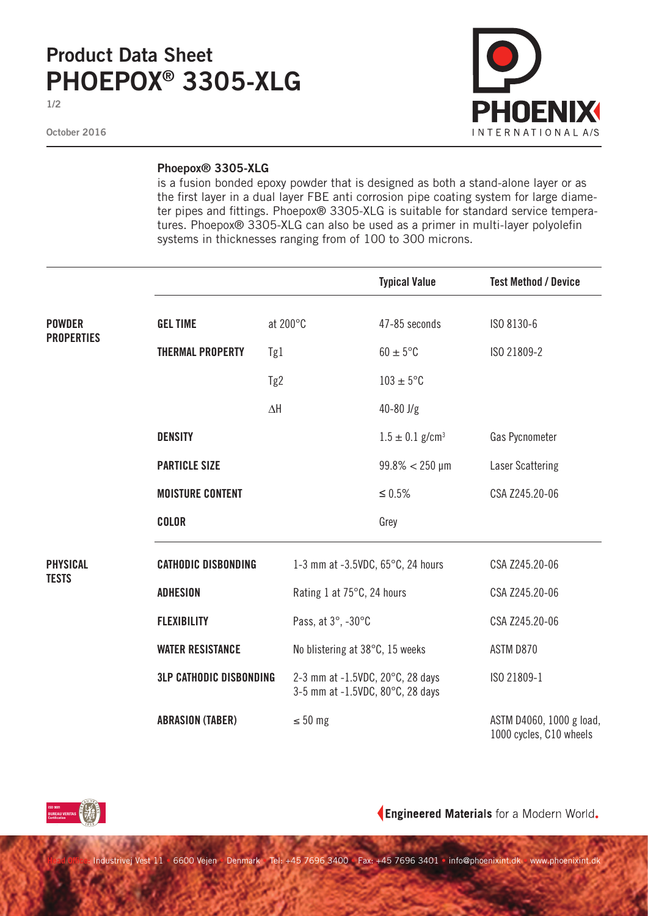# Product Data Sheet
# PHOEPOX® 3305-XLG

October 2016

PHOENIX INTERNATIONAL A/S

**Phoepox® 3305-XLG**
is a fusion bonded epoxy powder that is designed as both a stand-alone layer or as the first layer in a dual layer FBE anti corrosion pipe coating system for large diameter pipes and fittings. Phoepox® 3305-XLG is suitable for standard service temperatures. Phoepox® 3305-XLG can also be used as a primer in multi-layer polyolefin systems in thicknesses ranging from of 100 to 300 microns.

| | | | Typical Value | Test Method / Device |
|---|---|---|---|---|
| **POWDER PROPERTIES** | **GEL TIME** | at 200°C | 47-85 seconds | ISO 8130-6 |
| | **THERMAL PROPERTY** | Tg1 | 60 ± 5°C | ISO 21809-2 |
| | | Tg2 | 103 ± 5°C | |
| | | ΔH | 40-80 J/g | |
| | **DENSITY** | | 1.5 ± 0.1 g/cm³ | Gas Pycnometer |
| | **PARTICLE SIZE** | | 99.8% < 250 µm | Laser Scattering |
| | **MOISTURE CONTENT** | | ≤ 0.5% | CSA Z245.20-06 |
| | **COLOR** | | Grey | |
| **PHYSICAL TESTS** | **CATHODIC DISBONDING** | 1-3 mm at -3.5VDC, 65°C, 24 hours | | CSA Z245.20-06 |
| | **ADHESION** | Rating 1 at 75°C, 24 hours | | CSA Z245.20-06 |
| | **FLEXIBILITY** | Pass, at 3°, -30°C | | CSA Z245.20-06 |
| | **WATER RESISTANCE** | No blistering at 38°C, 15 weeks | | ASTM D870 |
| | **3LP CATHODIC DISBONDING** | 2-3 mm at -1.5VDC, 20°C, 28 days<br>3-5 mm at -1.5VDC, 80°C, 28 days | | ISO 21809-1 |
| | **ABRASION (TABER)** | ≤ 50 mg | | ASTM D4060, 1000 g load, 1000 cycles, C10 wheels |

**Engineered Materials** for a Modern World.

Head Office: Industrivej Vest 11 • 6600 Vejen • Denmark • Tel: +45 7696 3400 • Fax: +45 7696 3401 • info@phoenixint.dk • www.phoenixint.dk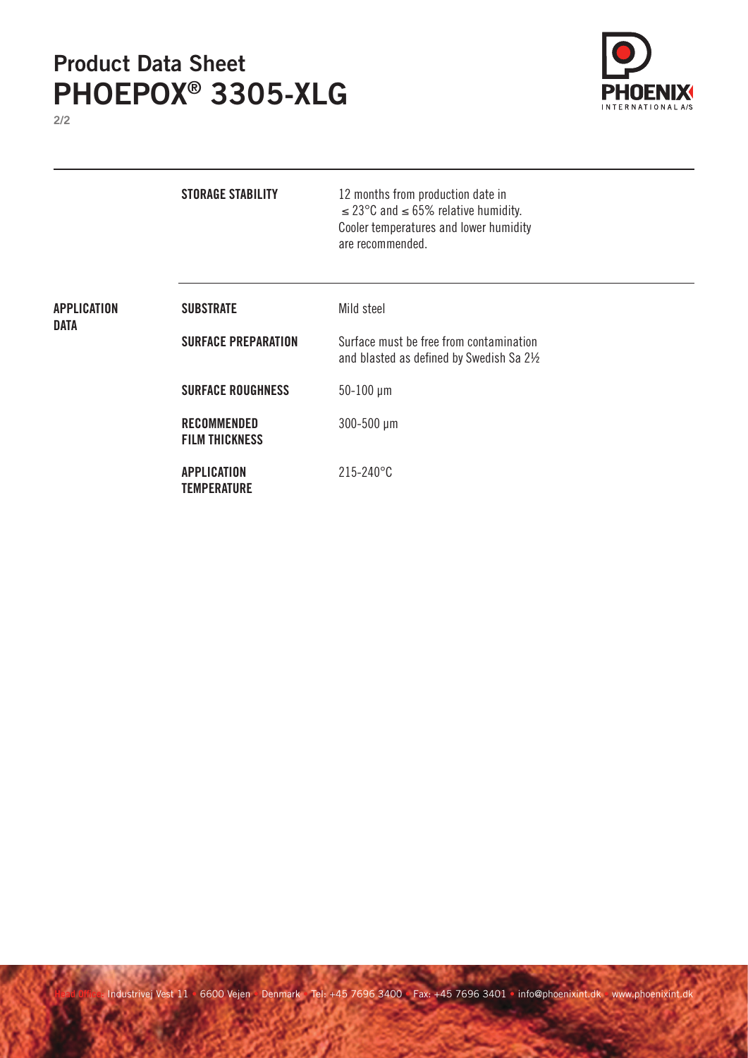| | | |
|---|---|---|
| | **STORAGE STABILITY** | 12 months from production date in ≤ 23°C and ≤ 65% relative humidity. Cooler temperatures and lower humidity are recommended. |
| **APPLICATION DATA** | **SUBSTRATE** | Mild steel |
| | **SURFACE PREPARATION** | Surface must be free from contamination and blasted as defined by Swedish Sa 2½ |
| | **SURFACE ROUGHNESS** | 50-100 µm |
| | **RECOMMENDED FILM THICKNESS** | 300-500 µm |
| | **APPLICATION TEMPERATURE** | 215-240°C |